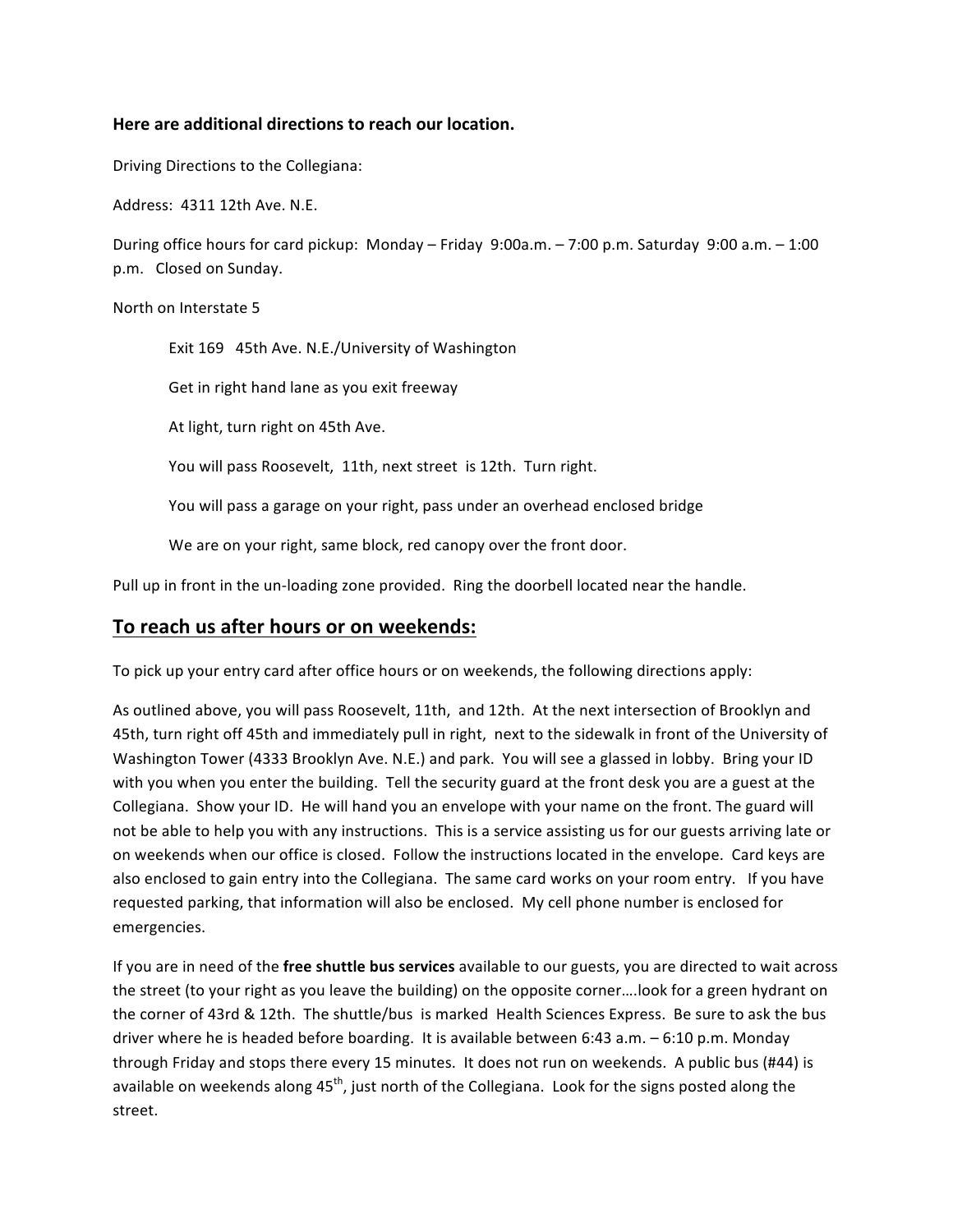**Here are additional directions to reach our location.**

Driving Directions to the Collegiana:

Address: 4311 12th Ave. N.E.

During office hours for card pickup: Monday – Friday 9:00a.m. – 7:00 p.m. Saturday 9:00 a.m. – 1:00 p.m. Closed on Sunday.

North on Interstate 5

> Exit 169 45th Ave. N.E./University of Washington
>
> Get in right hand lane as you exit freeway
>
> At light, turn right on 45th Ave.
>
> You will pass Roosevelt, 11th, next street is 12th. Turn right.
>
> You will pass a garage on your right, pass under an overhead enclosed bridge
>
> We are on your right, same block, red canopy over the front door.

Pull up in front in the un-loading zone provided. Ring the doorbell located near the handle.

## <u>To reach us after hours or on weekends:</u>

To pick up your entry card after office hours or on weekends, the following directions apply:

As outlined above, you will pass Roosevelt, 11th, and 12th. At the next intersection of Brooklyn and 45th, turn right off 45th and immediately pull in right, next to the sidewalk in front of the University of Washington Tower (4333 Brooklyn Ave. N.E.) and park. You will see a glassed in lobby. Bring your ID with you when you enter the building. Tell the security guard at the front desk you are a guest at the Collegiana. Show your ID. He will hand you an envelope with your name on the front. The guard will not be able to help you with any instructions. This is a service assisting us for our guests arriving late or on weekends when our office is closed. Follow the instructions located in the envelope. Card keys are also enclosed to gain entry into the Collegiana. The same card works on your room entry. If you have requested parking, that information will also be enclosed. My cell phone number is enclosed for emergencies.

If you are in need of the **free shuttle bus services** available to our guests, you are directed to wait across the street (to your right as you leave the building) on the opposite corner….look for a green hydrant on the corner of 43rd & 12th. The shuttle/bus is marked Health Sciences Express. Be sure to ask the bus driver where he is headed before boarding. It is available between 6:43 a.m. – 6:10 p.m. Monday through Friday and stops there every 15 minutes. It does not run on weekends. A public bus (#44) is available on weekends along 45th, just north of the Collegiana. Look for the signs posted along the street.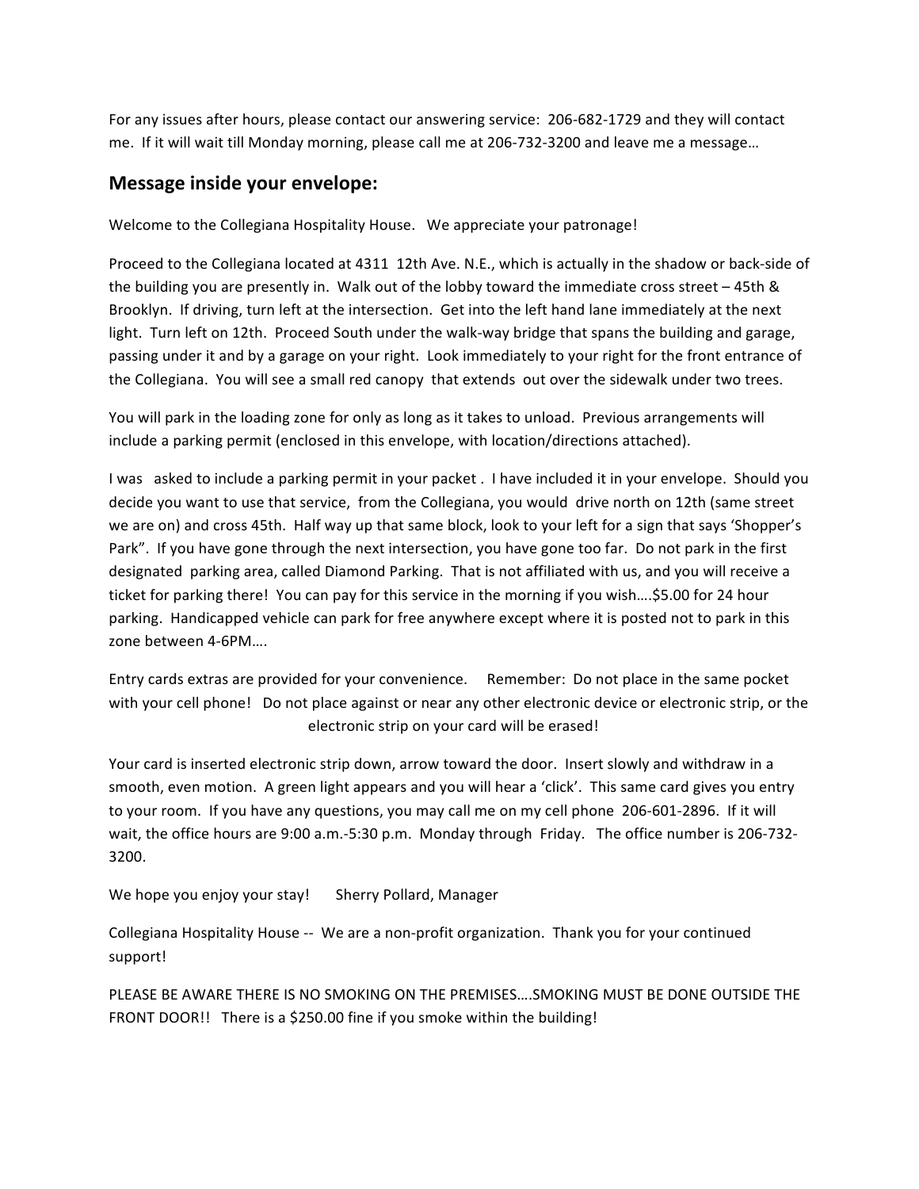For any issues after hours, please contact our answering service: 206-682-1729 and they will contact me. If it will wait till Monday morning, please call me at 206-732-3200 and leave me a message…

## Message inside your envelope:

Welcome to the Collegiana Hospitality House. We appreciate your patronage!

Proceed to the Collegiana located at 4311 12th Ave. N.E., which is actually in the shadow or back-side of the building you are presently in. Walk out of the lobby toward the immediate cross street – 45th & Brooklyn. If driving, turn left at the intersection. Get into the left hand lane immediately at the next light. Turn left on 12th. Proceed South under the walk-way bridge that spans the building and garage, passing under it and by a garage on your right. Look immediately to your right for the front entrance of the Collegiana. You will see a small red canopy that extends out over the sidewalk under two trees.

You will park in the loading zone for only as long as it takes to unload. Previous arrangements will include a parking permit (enclosed in this envelope, with location/directions attached).

I was asked to include a parking permit in your packet . I have included it in your envelope. Should you decide you want to use that service, from the Collegiana, you would drive north on 12th (same street we are on) and cross 45th. Half way up that same block, look to your left for a sign that says 'Shopper's Park". If you have gone through the next intersection, you have gone too far. Do not park in the first designated parking area, called Diamond Parking. That is not affiliated with us, and you will receive a ticket for parking there! You can pay for this service in the morning if you wish….$5.00 for 24 hour parking. Handicapped vehicle can park for free anywhere except where it is posted not to park in this zone between 4-6PM….

Entry cards extras are provided for your convenience. Remember: Do not place in the same pocket with your cell phone! Do not place against or near any other electronic device or electronic strip, or the electronic strip on your card will be erased!

Your card is inserted electronic strip down, arrow toward the door. Insert slowly and withdraw in a smooth, even motion. A green light appears and you will hear a 'click'. This same card gives you entry to your room. If you have any questions, you may call me on my cell phone 206-601-2896. If it will wait, the office hours are 9:00 a.m.-5:30 p.m. Monday through Friday. The office number is 206-732-3200.

We hope you enjoy your stay! Sherry Pollard, Manager

Collegiana Hospitality House -- We are a non-profit organization. Thank you for your continued support!

PLEASE BE AWARE THERE IS NO SMOKING ON THE PREMISES….SMOKING MUST BE DONE OUTSIDE THE FRONT DOOR!! There is a $250.00 fine if you smoke within the building!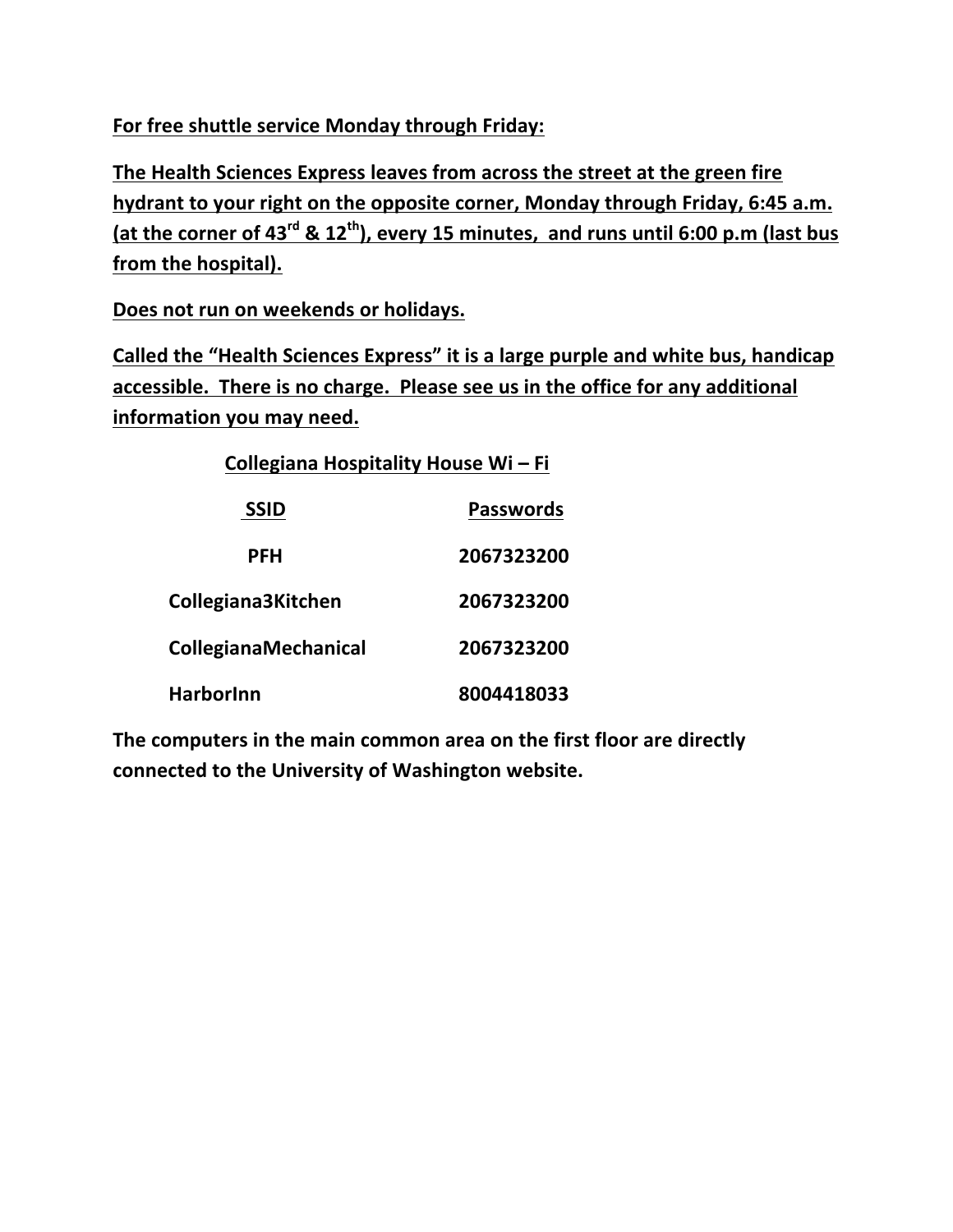**For free shuttle service Monday through Friday:**

**The Health Sciences Express leaves from across the street at the green fire hydrant to your right on the opposite corner, Monday through Friday, 6:45 a.m. (at the corner of 43rd & 12th), every 15 minutes, and runs until 6:00 p.m (last bus from the hospital).**

**Does not run on weekends or holidays.**

**Called the "Health Sciences Express" it is a large purple and white bus, handicap accessible. There is no charge. Please see us in the office for any additional information you may need.**

**Collegiana Hospitality House Wi – Fi**

| SSID | Passwords |
| --- | --- |
| PFH | 2067323200 |
| Collegiana3Kitchen | 2067323200 |
| CollegianaMechanical | 2067323200 |
| HarborInn | 8004418033 |

**The computers in the main common area on the first floor are directly connected to the University of Washington website.**